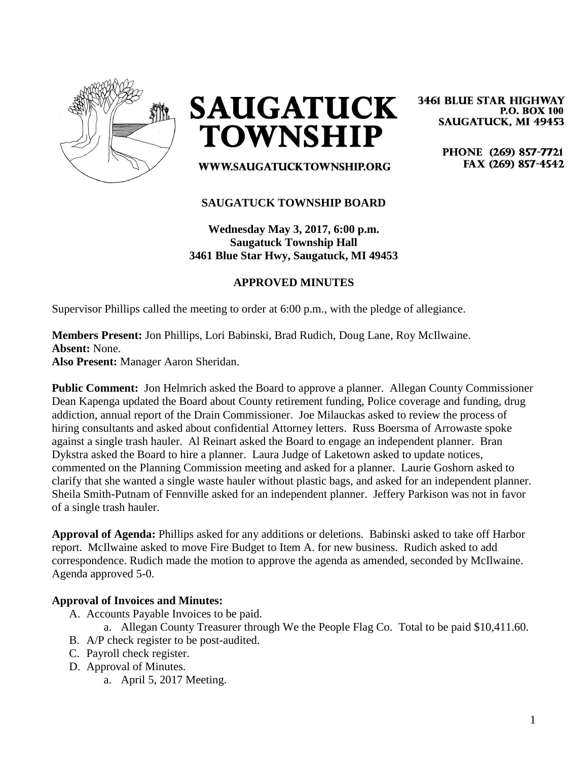# SAUGATUCK TOWNSHIP

3461 BLUE STAR HIGHWAY
P.O. BOX 100
SAUGATUCK, MI 49453

PHONE (269) 857-7721
FAX (269) 857-4542

WWW.SAUGATUCKTOWNSHIP.ORG

**SAUGATUCK TOWNSHIP BOARD**

**Wednesday May 3, 2017, 6:00 p.m.**
**Saugatuck Township Hall**
**3461 Blue Star Hwy, Saugatuck, MI 49453**

**APPROVED MINUTES**

Supervisor Phillips called the meeting to order at 6:00 p.m., with the pledge of allegiance.

**Members Present:** Jon Phillips, Lori Babinski, Brad Rudich, Doug Lane, Roy McIlwaine.
**Absent:** None.
**Also Present:** Manager Aaron Sheridan.

**Public Comment:** Jon Helmrich asked the Board to approve a planner. Allegan County Commissioner Dean Kapenga updated the Board about County retirement funding, Police coverage and funding, drug addiction, annual report of the Drain Commissioner. Joe Milauckas asked to review the process of hiring consultants and asked about confidential Attorney letters. Russ Boersma of Arrowaste spoke against a single trash hauler. Al Reinart asked the Board to engage an independent planner. Bran Dykstra asked the Board to hire a planner. Laura Judge of Laketown asked to update notices, commented on the Planning Commission meeting and asked for a planner. Laurie Goshorn asked to clarify that she wanted a single waste hauler without plastic bags, and asked for an independent planner. Sheila Smith-Putnam of Fennville asked for an independent planner. Jeffery Parkison was not in favor of a single trash hauler.

**Approval of Agenda:** Phillips asked for any additions or deletions. Babinski asked to take off Harbor report. McIlwaine asked to move Fire Budget to Item A. for new business. Rudich asked to add correspondence. Rudich made the motion to approve the agenda as amended, seconded by McIlwaine. Agenda approved 5-0.

**Approval of Invoices and Minutes:**

A. Accounts Payable Invoices to be paid.
   a. Allegan County Treasurer through We the People Flag Co. Total to be paid $10,411.60.
B. A/P check register to be post-audited.
C. Payroll check register.
D. Approval of Minutes.
   a. April 5, 2017 Meeting.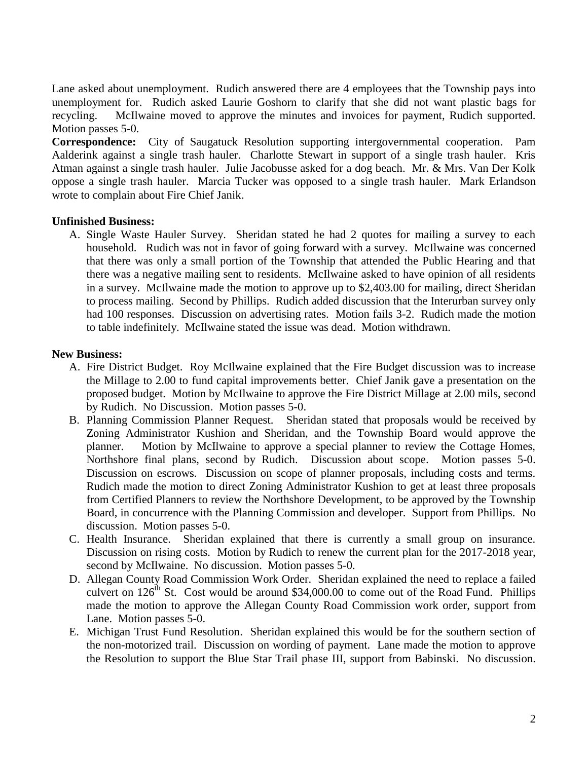Lane asked about unemployment. Rudich answered there are 4 employees that the Township pays into unemployment for. Rudich asked Laurie Goshorn to clarify that she did not want plastic bags for recycling. McIlwaine moved to approve the minutes and invoices for payment, Rudich supported. Motion passes 5-0.

**Correspondence:** City of Saugatuck Resolution supporting intergovernmental cooperation. Pam Aalderink against a single trash hauler. Charlotte Stewart in support of a single trash hauler. Kris Atman against a single trash hauler. Julie Jacobusse asked for a dog beach. Mr. & Mrs. Van Der Kolk oppose a single trash hauler. Marcia Tucker was opposed to a single trash hauler. Mark Erlandson wrote to complain about Fire Chief Janik.

**Unfinished Business:**

A. Single Waste Hauler Survey. Sheridan stated he had 2 quotes for mailing a survey to each household. Rudich was not in favor of going forward with a survey. McIlwaine was concerned that there was only a small portion of the Township that attended the Public Hearing and that there was a negative mailing sent to residents. McIlwaine asked to have opinion of all residents in a survey. McIlwaine made the motion to approve up to $2,403.00 for mailing, direct Sheridan to process mailing. Second by Phillips. Rudich added discussion that the Interurban survey only had 100 responses. Discussion on advertising rates. Motion fails 3-2. Rudich made the motion to table indefinitely. McIlwaine stated the issue was dead. Motion withdrawn.

**New Business:**

A. Fire District Budget. Roy McIlwaine explained that the Fire Budget discussion was to increase the Millage to 2.00 to fund capital improvements better. Chief Janik gave a presentation on the proposed budget. Motion by McIlwaine to approve the Fire District Millage at 2.00 mils, second by Rudich. No Discussion. Motion passes 5-0.
B. Planning Commission Planner Request. Sheridan stated that proposals would be received by Zoning Administrator Kushion and Sheridan, and the Township Board would approve the planner. Motion by McIlwaine to approve a special planner to review the Cottage Homes, Northshore final plans, second by Rudich. Discussion about scope. Motion passes 5-0. Discussion on escrows. Discussion on scope of planner proposals, including costs and terms. Rudich made the motion to direct Zoning Administrator Kushion to get at least three proposals from Certified Planners to review the Northshore Development, to be approved by the Township Board, in concurrence with the Planning Commission and developer. Support from Phillips. No discussion. Motion passes 5-0.
C. Health Insurance. Sheridan explained that there is currently a small group on insurance. Discussion on rising costs. Motion by Rudich to renew the current plan for the 2017-2018 year, second by McIlwaine. No discussion. Motion passes 5-0.
D. Allegan County Road Commission Work Order. Sheridan explained the need to replace a failed culvert on 126th St. Cost would be around $34,000.00 to come out of the Road Fund. Phillips made the motion to approve the Allegan County Road Commission work order, support from Lane. Motion passes 5-0.
E. Michigan Trust Fund Resolution. Sheridan explained this would be for the southern section of the non-motorized trail. Discussion on wording of payment. Lane made the motion to approve the Resolution to support the Blue Star Trail phase III, support from Babinski. No discussion.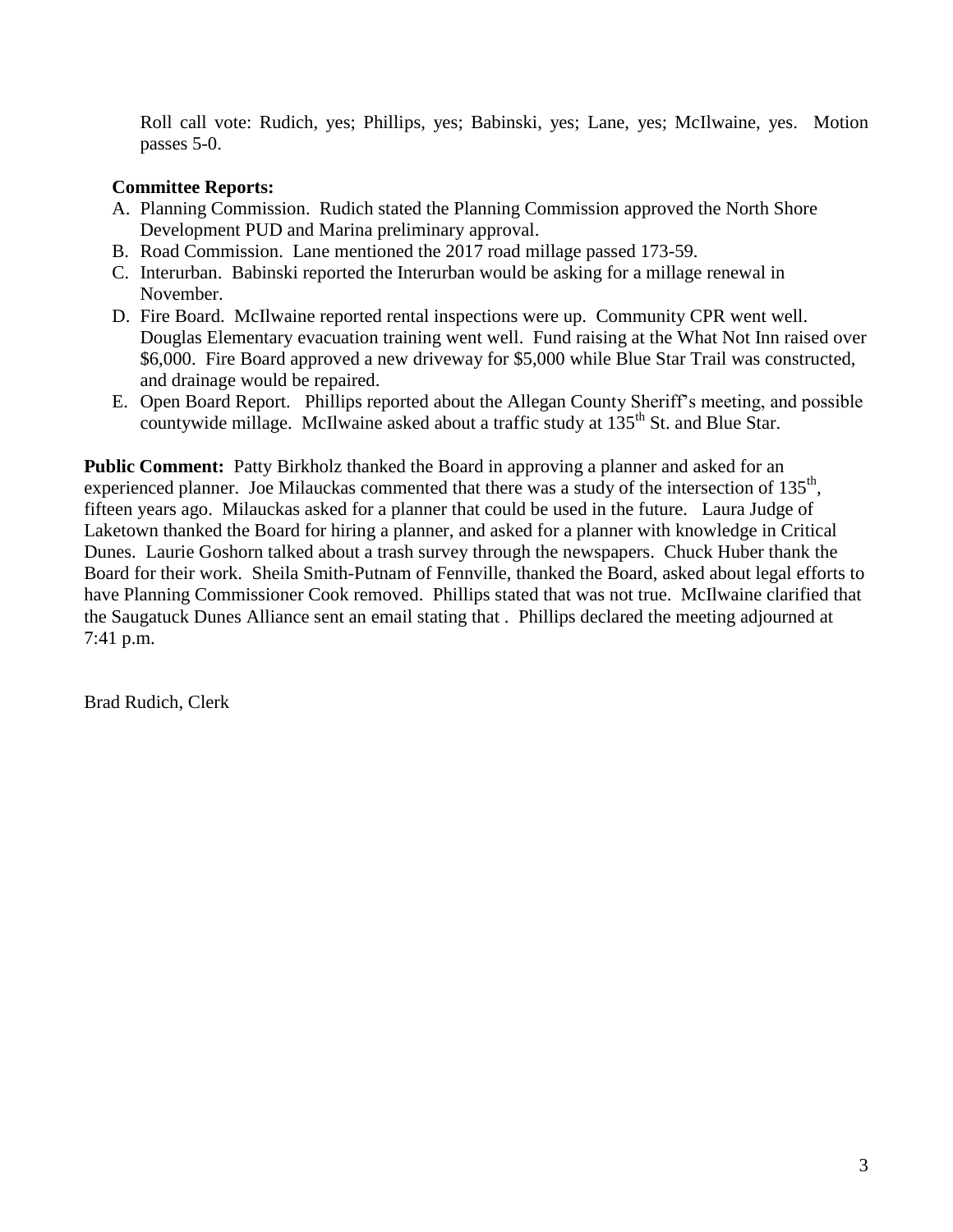Roll call vote: Rudich, yes; Phillips, yes; Babinski, yes; Lane, yes; McIlwaine, yes. Motion passes 5-0.

**Committee Reports:**

A. Planning Commission. Rudich stated the Planning Commission approved the North Shore Development PUD and Marina preliminary approval.
B. Road Commission. Lane mentioned the 2017 road millage passed 173-59.
C. Interurban. Babinski reported the Interurban would be asking for a millage renewal in November.
D. Fire Board. McIlwaine reported rental inspections were up. Community CPR went well. Douglas Elementary evacuation training went well. Fund raising at the What Not Inn raised over $6,000. Fire Board approved a new driveway for $5,000 while Blue Star Trail was constructed, and drainage would be repaired.
E. Open Board Report. Phillips reported about the Allegan County Sheriff's meeting, and possible countywide millage. McIlwaine asked about a traffic study at 135th St. and Blue Star.

**Public Comment:** Patty Birkholz thanked the Board in approving a planner and asked for an experienced planner. Joe Milauckas commented that there was a study of the intersection of 135th, fifteen years ago. Milauckas asked for a planner that could be used in the future. Laura Judge of Laketown thanked the Board for hiring a planner, and asked for a planner with knowledge in Critical Dunes. Laurie Goshorn talked about a trash survey through the newspapers. Chuck Huber thank the Board for their work. Sheila Smith-Putnam of Fennville, thanked the Board, asked about legal efforts to have Planning Commissioner Cook removed. Phillips stated that was not true. McIlwaine clarified that the Saugatuck Dunes Alliance sent an email stating that . Phillips declared the meeting adjourned at 7:41 p.m.

Brad Rudich, Clerk